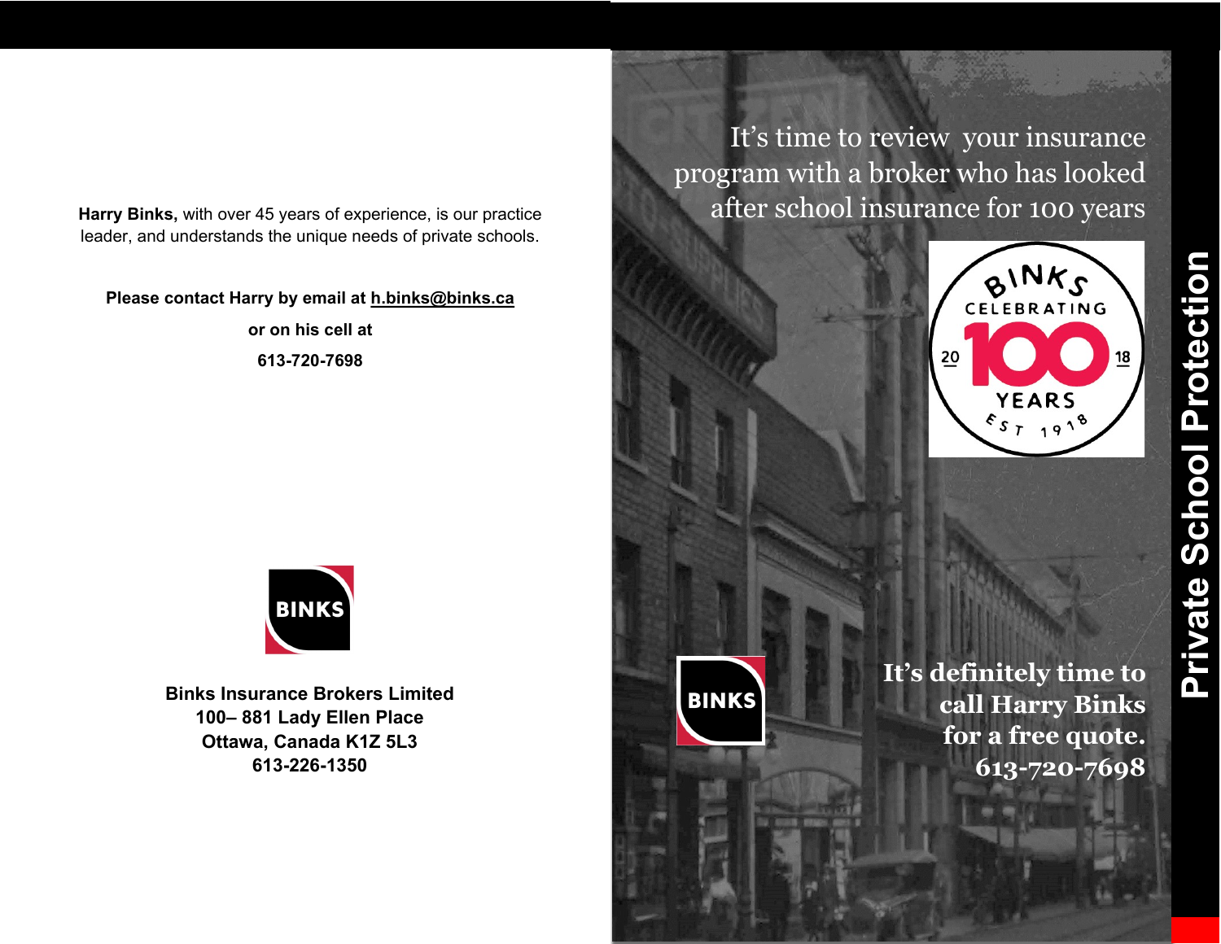**Harry Binks,** with over 45 years of experience, is our practice leader, and understands the unique needs of private schools.

**Please contact Harry by email at h.binks@binks.ca**

**or on his cell at**

**613-720-7698**

BINKS

**Binks Insurance Brokers Limited**
**100– 881 Lady Ellen Place**
**Ottawa, Canada K1Z 5L3**
**613-226-1350**

# Private School Protection

It's time to review your insurance program with a broker who has looked after school insurance for 100 years

BINKS CELEBRATING 100 YEARS 20 18 EST 1918

BINKS

**It's definitely time to call Harry Binks for a free quote. 613-720-7698**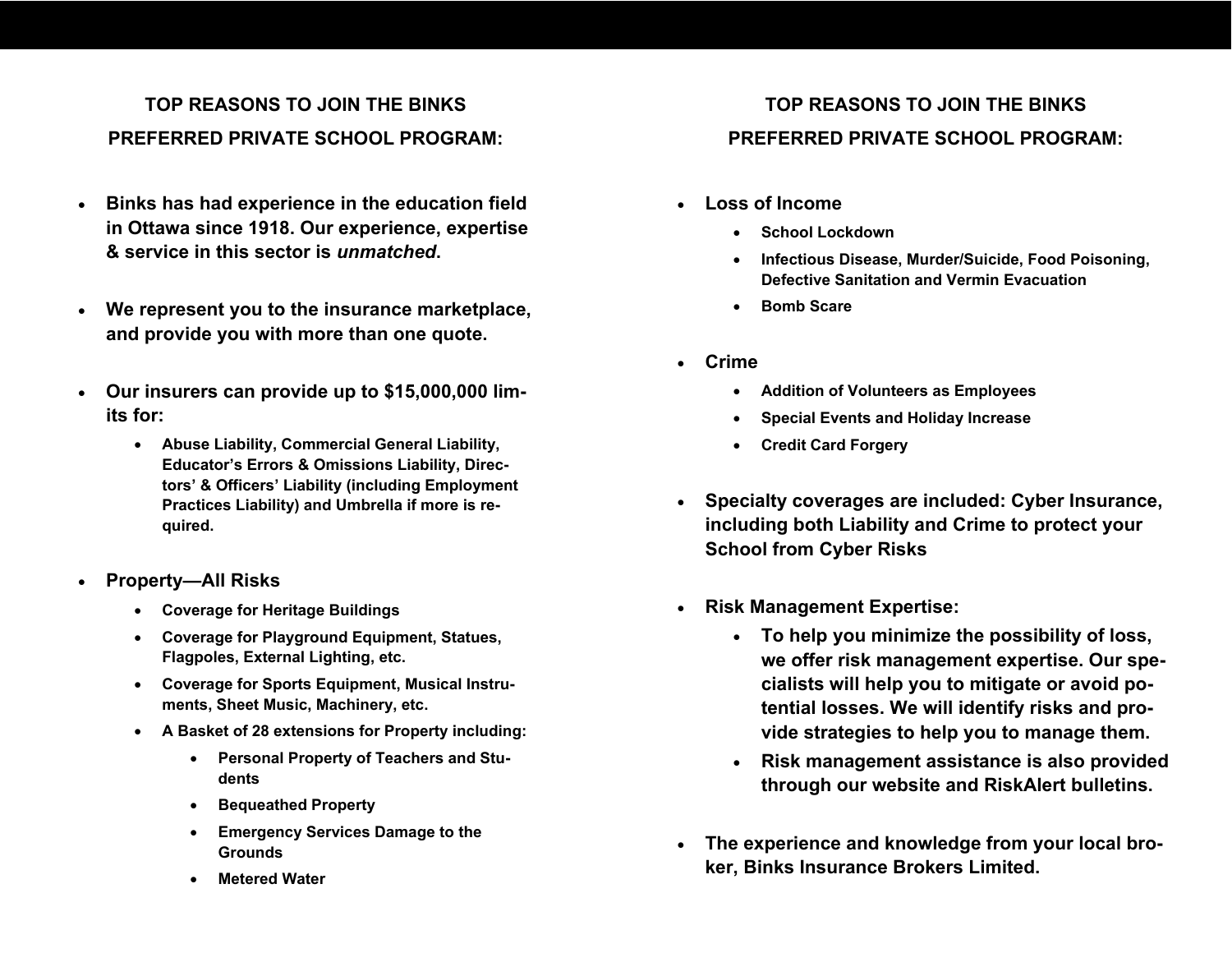## TOP REASONS TO JOIN THE BINKS PREFERRED PRIVATE SCHOOL PROGRAM:

- **Binks has had experience in the education field in Ottawa since 1918. Our experience, expertise & service in this sector is *unmatched*.**
- **We represent you to the insurance marketplace, and provide you with more than one quote.**
- **Our insurers can provide up to $15,000,000 limits for:**
  - **Abuse Liability, Commercial General Liability, Educator's Errors & Omissions Liability, Directors' & Officers' Liability (including Employment Practices Liability) and Umbrella if more is required.**
- **Property—All Risks**
  - **Coverage for Heritage Buildings**
  - **Coverage for Playground Equipment, Statues, Flagpoles, External Lighting, etc.**
  - **Coverage for Sports Equipment, Musical Instruments, Sheet Music, Machinery, etc.**
  - **A Basket of 28 extensions for Property including:**
    - **Personal Property of Teachers and Students**
    - **Bequeathed Property**
    - **Emergency Services Damage to the Grounds**
    - **Metered Water**

## TOP REASONS TO JOIN THE BINKS PREFERRED PRIVATE SCHOOL PROGRAM:

- **Loss of Income**
  - **School Lockdown**
  - **Infectious Disease, Murder/Suicide, Food Poisoning, Defective Sanitation and Vermin Evacuation**
  - **Bomb Scare**
- **Crime**
  - **Addition of Volunteers as Employees**
  - **Special Events and Holiday Increase**
  - **Credit Card Forgery**
- **Specialty coverages are included: Cyber Insurance, including both Liability and Crime to protect your School from Cyber Risks**
- **Risk Management Expertise:**
  - **To help you minimize the possibility of loss, we offer risk management expertise. Our specialists will help you to mitigate or avoid potential losses. We will identify risks and provide strategies to help you to manage them.**
  - **Risk management assistance is also provided through our website and RiskAlert bulletins.**
- **The experience and knowledge from your local broker, Binks Insurance Brokers Limited.**